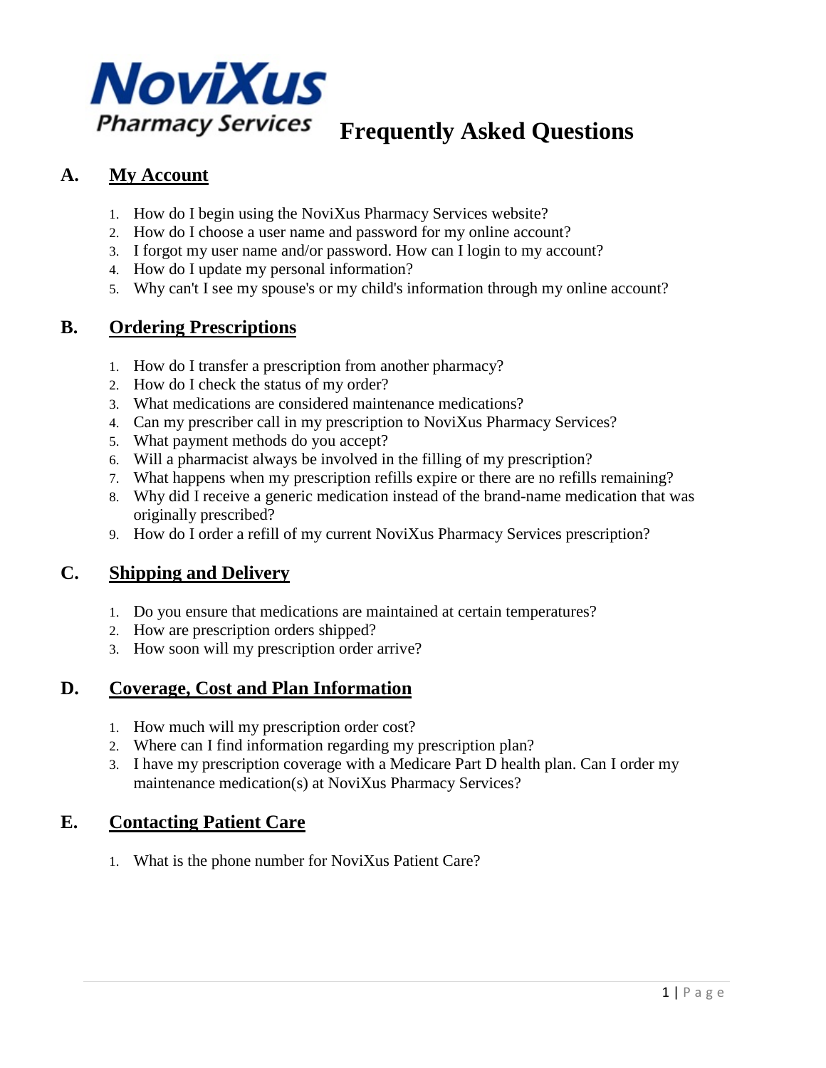**NoviXus Pharmacy Services**

# Frequently Asked Questions

## A. My Account

1. How do I begin using the NoviXus Pharmacy Services website?
2. How do I choose a user name and password for my online account?
3. I forgot my user name and/or password. How can I login to my account?
4. How do I update my personal information?
5. Why can't I see my spouse's or my child's information through my online account?

## B. Ordering Prescriptions

1. How do I transfer a prescription from another pharmacy?
2. How do I check the status of my order?
3. What medications are considered maintenance medications?
4. Can my prescriber call in my prescription to NoviXus Pharmacy Services?
5. What payment methods do you accept?
6. Will a pharmacist always be involved in the filling of my prescription?
7. What happens when my prescription refills expire or there are no refills remaining?
8. Why did I receive a generic medication instead of the brand-name medication that was originally prescribed?
9. How do I order a refill of my current NoviXus Pharmacy Services prescription?

## C. Shipping and Delivery

1. Do you ensure that medications are maintained at certain temperatures?
2. How are prescription orders shipped?
3. How soon will my prescription order arrive?

## D. Coverage, Cost and Plan Information

1. How much will my prescription order cost?
2. Where can I find information regarding my prescription plan?
3. I have my prescription coverage with a Medicare Part D health plan. Can I order my maintenance medication(s) at NoviXus Pharmacy Services?

## E. Contacting Patient Care

1. What is the phone number for NoviXus Patient Care?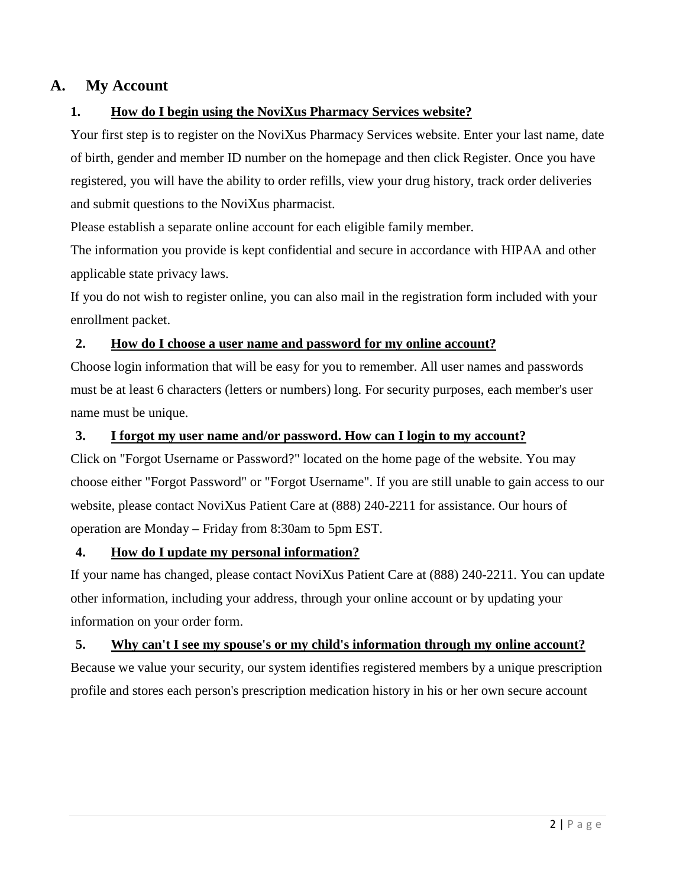## A. My Account

### 1. How do I begin using the NoviXus Pharmacy Services website?

Your first step is to register on the NoviXus Pharmacy Services website. Enter your last name, date of birth, gender and member ID number on the homepage and then click Register. Once you have registered, you will have the ability to order refills, view your drug history, track order deliveries and submit questions to the NoviXus pharmacist.

Please establish a separate online account for each eligible family member.

The information you provide is kept confidential and secure in accordance with HIPAA and other applicable state privacy laws.

If you do not wish to register online, you can also mail in the registration form included with your enrollment packet.

### 2. How do I choose a user name and password for my online account?

Choose login information that will be easy for you to remember. All user names and passwords must be at least 6 characters (letters or numbers) long. For security purposes, each member's user name must be unique.

### 3. I forgot my user name and/or password. How can I login to my account?

Click on "Forgot Username or Password?" located on the home page of the website. You may choose either "Forgot Password" or "Forgot Username". If you are still unable to gain access to our website, please contact NoviXus Patient Care at (888) 240-2211 for assistance. Our hours of operation are Monday – Friday from 8:30am to 5pm EST.

### 4. How do I update my personal information?

If your name has changed, please contact NoviXus Patient Care at (888) 240-2211. You can update other information, including your address, through your online account or by updating your information on your order form.

### 5. Why can't I see my spouse's or my child's information through my online account?

Because we value your security, our system identifies registered members by a unique prescription profile and stores each person's prescription medication history in his or her own secure account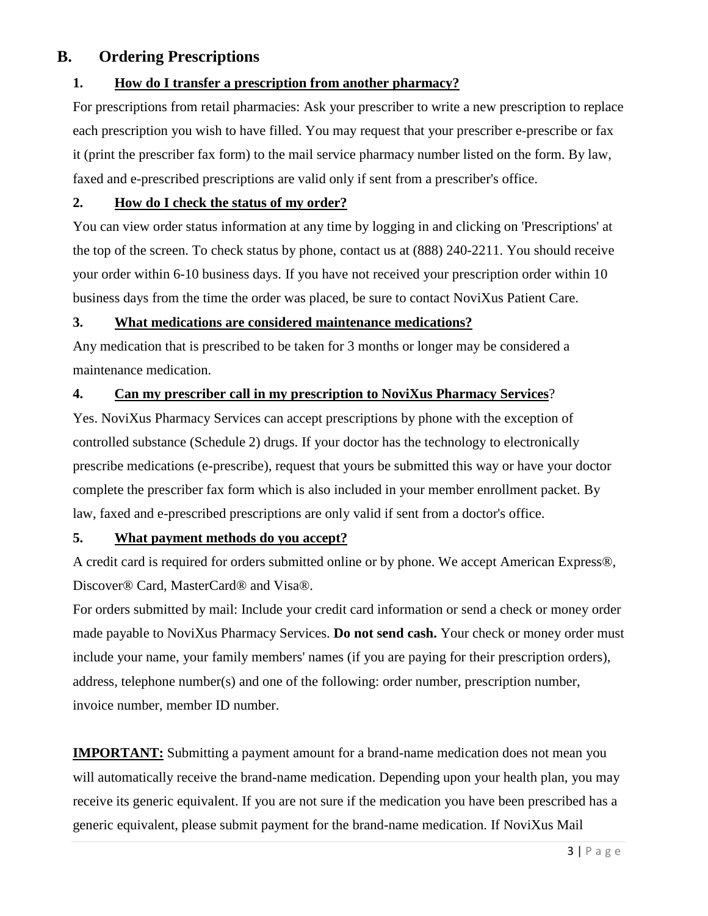## B. Ordering Prescriptions

### 1. How do I transfer a prescription from another pharmacy?

For prescriptions from retail pharmacies: Ask your prescriber to write a new prescription to replace each prescription you wish to have filled. You may request that your prescriber e-prescribe or fax it (print the prescriber fax form) to the mail service pharmacy number listed on the form. By law, faxed and e-prescribed prescriptions are valid only if sent from a prescriber's office.

### 2. How do I check the status of my order?

You can view order status information at any time by logging in and clicking on 'Prescriptions' at the top of the screen. To check status by phone, contact us at (888) 240-2211. You should receive your order within 6-10 business days. If you have not received your prescription order within 10 business days from the time the order was placed, be sure to contact NoviXus Patient Care.

### 3. What medications are considered maintenance medications?

Any medication that is prescribed to be taken for 3 months or longer may be considered a maintenance medication.

### 4. Can my prescriber call in my prescription to NoviXus Pharmacy Services?

Yes. NoviXus Pharmacy Services can accept prescriptions by phone with the exception of controlled substance (Schedule 2) drugs. If your doctor has the technology to electronically prescribe medications (e-prescribe), request that yours be submitted this way or have your doctor complete the prescriber fax form which is also included in your member enrollment packet. By law, faxed and e-prescribed prescriptions are only valid if sent from a doctor's office.

### 5. What payment methods do you accept?

A credit card is required for orders submitted online or by phone. We accept American Express®, Discover® Card, MasterCard® and Visa®.

For orders submitted by mail: Include your credit card information or send a check or money order made payable to NoviXus Pharmacy Services. **Do not send cash.** Your check or money order must include your name, your family members' names (if you are paying for their prescription orders), address, telephone number(s) and one of the following: order number, prescription number, invoice number, member ID number.

**IMPORTANT:** Submitting a payment amount for a brand-name medication does not mean you will automatically receive the brand-name medication. Depending upon your health plan, you may receive its generic equivalent. If you are not sure if the medication you have been prescribed has a generic equivalent, please submit payment for the brand-name medication. If NoviXus Mail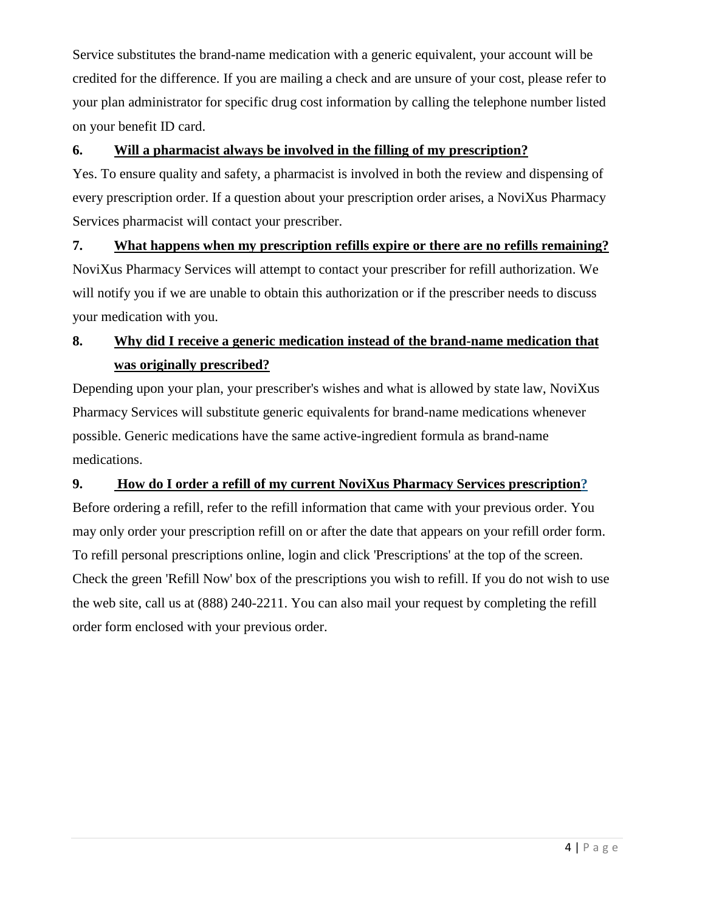Service substitutes the brand-name medication with a generic equivalent, your account will be credited for the difference. If you are mailing a check and are unsure of your cost, please refer to your plan administrator for specific drug cost information by calling the telephone number listed on your benefit ID card.

**6. <u>Will a pharmacist always be involved in the filling of my prescription?</u>**

Yes. To ensure quality and safety, a pharmacist is involved in both the review and dispensing of every prescription order. If a question about your prescription order arises, a NoviXus Pharmacy Services pharmacist will contact your prescriber.

**7. <u>What happens when my prescription refills expire or there are no refills remaining?</u>**

NoviXus Pharmacy Services will attempt to contact your prescriber for refill authorization. We will notify you if we are unable to obtain this authorization or if the prescriber needs to discuss your medication with you.

**8. <u>Why did I receive a generic medication instead of the brand-name medication that was originally prescribed?</u>**

Depending upon your plan, your prescriber's wishes and what is allowed by state law, NoviXus Pharmacy Services will substitute generic equivalents for brand-name medications whenever possible. Generic medications have the same active-ingredient formula as brand-name medications.

**9. <u>How do I order a refill of my current NoviXus Pharmacy Services prescription?</u>**

Before ordering a refill, refer to the refill information that came with your previous order. You may only order your prescription refill on or after the date that appears on your refill order form. To refill personal prescriptions online, login and click 'Prescriptions' at the top of the screen. Check the green 'Refill Now' box of the prescriptions you wish to refill. If you do not wish to use the web site, call us at (888) 240-2211. You can also mail your request by completing the refill order form enclosed with your previous order.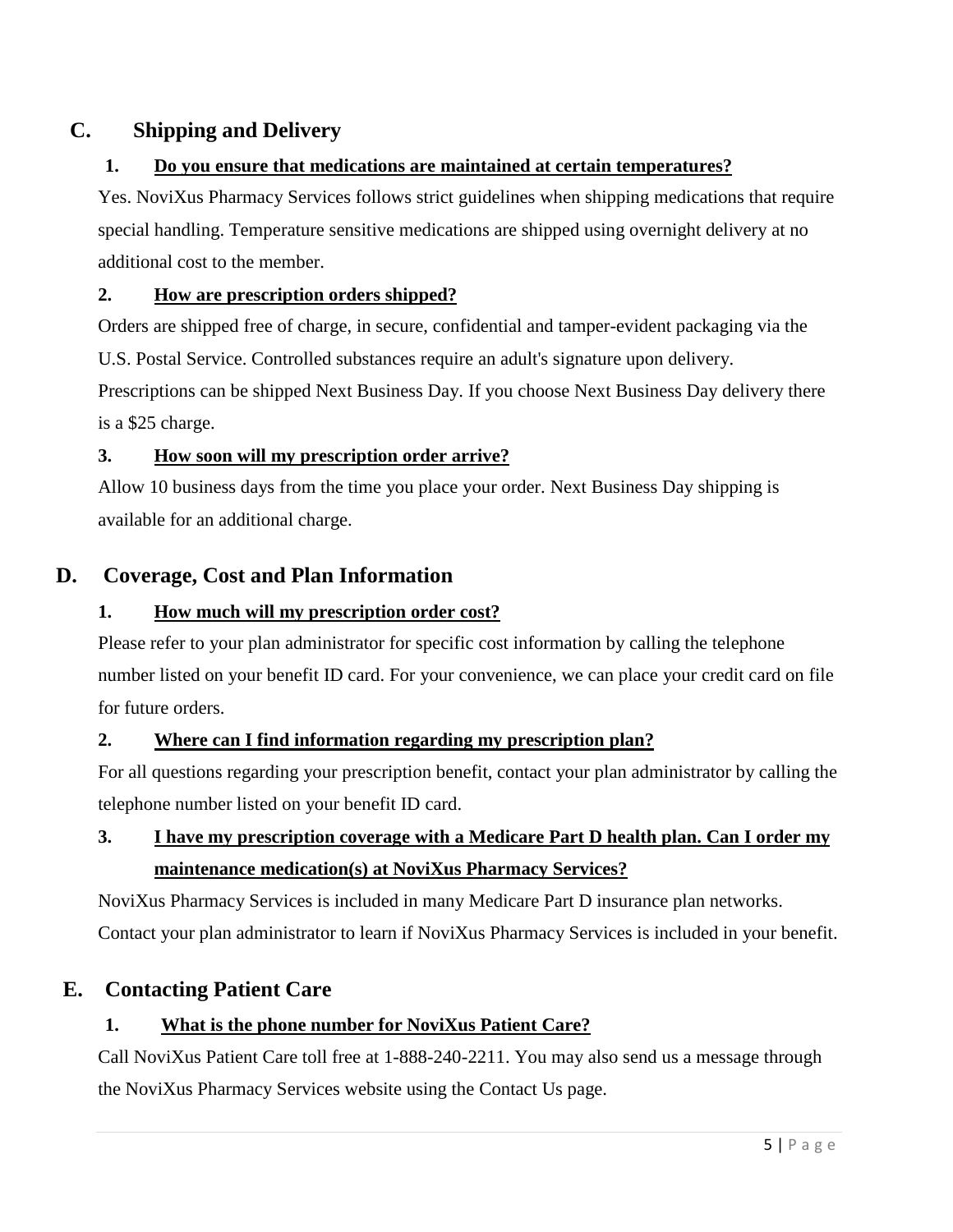## C. Shipping and Delivery

### 1. Do you ensure that medications are maintained at certain temperatures?

Yes. NoviXus Pharmacy Services follows strict guidelines when shipping medications that require special handling. Temperature sensitive medications are shipped using overnight delivery at no additional cost to the member.

### 2. How are prescription orders shipped?

Orders are shipped free of charge, in secure, confidential and tamper-evident packaging via the U.S. Postal Service. Controlled substances require an adult's signature upon delivery. Prescriptions can be shipped Next Business Day. If you choose Next Business Day delivery there is a $25 charge.

### 3. How soon will my prescription order arrive?

Allow 10 business days from the time you place your order. Next Business Day shipping is available for an additional charge.

## D. Coverage, Cost and Plan Information

### 1. How much will my prescription order cost?

Please refer to your plan administrator for specific cost information by calling the telephone number listed on your benefit ID card. For your convenience, we can place your credit card on file for future orders.

### 2. Where can I find information regarding my prescription plan?

For all questions regarding your prescription benefit, contact your plan administrator by calling the telephone number listed on your benefit ID card.

### 3. I have my prescription coverage with a Medicare Part D health plan. Can I order my maintenance medication(s) at NoviXus Pharmacy Services?

NoviXus Pharmacy Services is included in many Medicare Part D insurance plan networks. Contact your plan administrator to learn if NoviXus Pharmacy Services is included in your benefit.

## E. Contacting Patient Care

### 1. What is the phone number for NoviXus Patient Care?

Call NoviXus Patient Care toll free at 1-888-240-2211. You may also send us a message through the NoviXus Pharmacy Services website using the Contact Us page.